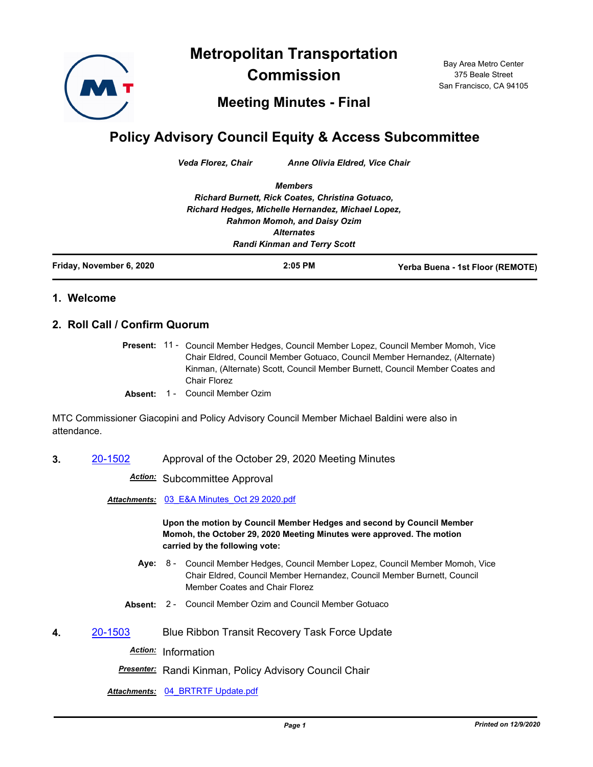# Metropolitan Transportation Commission

## Meeting Minutes - Final

Bay Area Metro Center
375 Beale Street
San Francisco, CA 94105

# Policy Advisory Council Equity & Access Subcommittee

*Veda Florez, Chair* *Anne Olivia Eldred, Vice Chair*

*Members*
*Richard Burnett, Rick Coates, Christina Gotuaco,*
*Richard Hedges, Michelle Hernandez, Michael Lopez,*
*Rahmon Momoh, and Daisy Ozim*
*Alternates*
*Randi Kinman and Terry Scott*

**Friday, November 6, 2020** **2:05 PM** **Yerba Buena - 1st Floor (REMOTE)**

## 1. Welcome

## 2. Roll Call / Confirm Quorum

**Present:** 11 - Council Member Hedges, Council Member Lopez, Council Member Momoh, Vice Chair Eldred, Council Member Gotuaco, Council Member Hernandez, (Alternate) Kinman, (Alternate) Scott, Council Member Burnett, Council Member Coates and Chair Florez

**Absent:** 1 - Council Member Ozim

MTC Commissioner Giacopini and Policy Advisory Council Member Michael Baldini were also in attendance.

**3.** 20-1502 Approval of the October 29, 2020 Meeting Minutes

***Action:*** Subcommittee Approval

***Attachments:*** 03_E&A Minutes_Oct 29 2020.pdf

**Upon the motion by Council Member Hedges and second by Council Member Momoh, the October 29, 2020 Meeting Minutes were approved. The motion carried by the following vote:**

**Aye:** 8 - Council Member Hedges, Council Member Lopez, Council Member Momoh, Vice Chair Eldred, Council Member Hernandez, Council Member Burnett, Council Member Coates and Chair Florez

**Absent:** 2 - Council Member Ozim and Council Member Gotuaco

**4.** 20-1503 Blue Ribbon Transit Recovery Task Force Update

***Action:*** Information

***Presenter:*** Randi Kinman, Policy Advisory Council Chair

***Attachments:*** 04_BRTRTF Update.pdf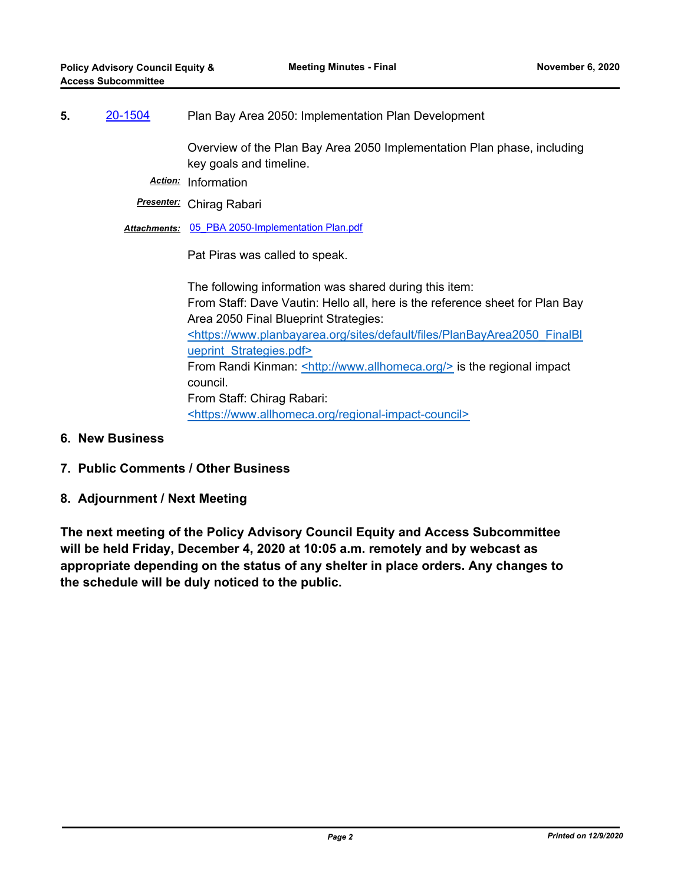**5.** 20-1504 Plan Bay Area 2050: Implementation Plan Development

Overview of the Plan Bay Area 2050 Implementation Plan phase, including key goals and timeline.

***Action:*** Information

***Presenter:*** Chirag Rabari

***Attachments:*** 05_PBA 2050-Implementation Plan.pdf

Pat Piras was called to speak.

The following information was shared during this item:
From Staff: Dave Vautin: Hello all, here is the reference sheet for Plan Bay Area 2050 Final Blueprint Strategies: <https://www.planbayarea.org/sites/default/files/PlanBayArea2050_FinalBlueprint_Strategies.pdf>
From Randi Kinman: <http://www.allhomeca.org/> is the regional impact council.
From Staff: Chirag Rabari: <https://www.allhomeca.org/regional-impact-council>

## 6. New Business

## 7. Public Comments / Other Business

## 8. Adjournment / Next Meeting

**The next meeting of the Policy Advisory Council Equity and Access Subcommittee will be held Friday, December 4, 2020 at 10:05 a.m. remotely and by webcast as appropriate depending on the status of any shelter in place orders. Any changes to the schedule will be duly noticed to the public.**